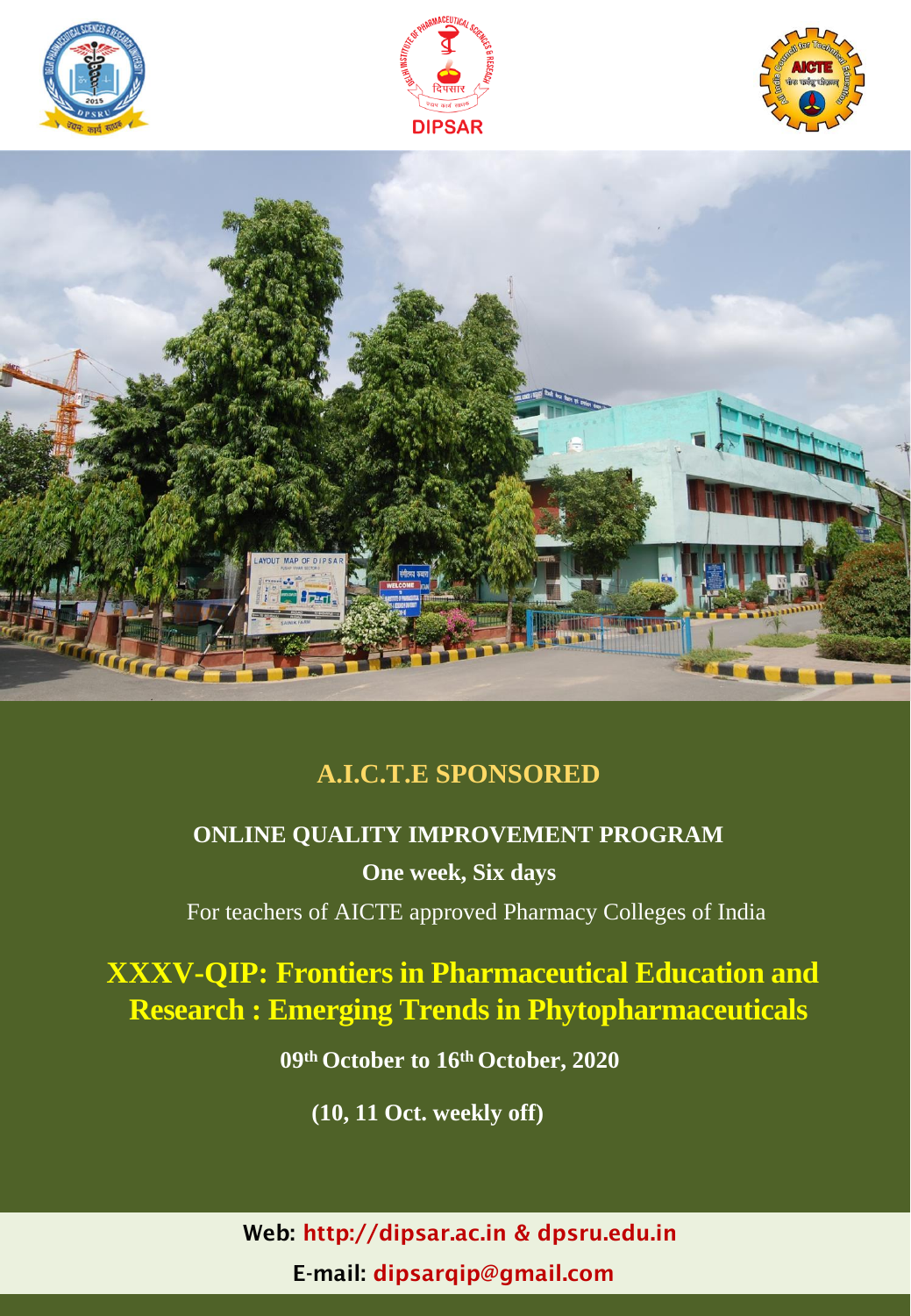## A.I.C.T.E SPONSORED

**ONLINE QUALITY IMPROVEMENT PROGRAM**

**One week, Six days**

For teachers of AICTE approved Pharmacy Colleges of India

# XXXV-QIP: Frontiers in Pharmaceutical Education and Research : Emerging Trends in Phytopharmaceuticals

**09th October to 16th October, 2020**

**(10, 11 Oct. weekly off)**

**Web:** http://dipsar.ac.in & dpsru.edu.in

**E-mail:** dipsarqip@gmail.com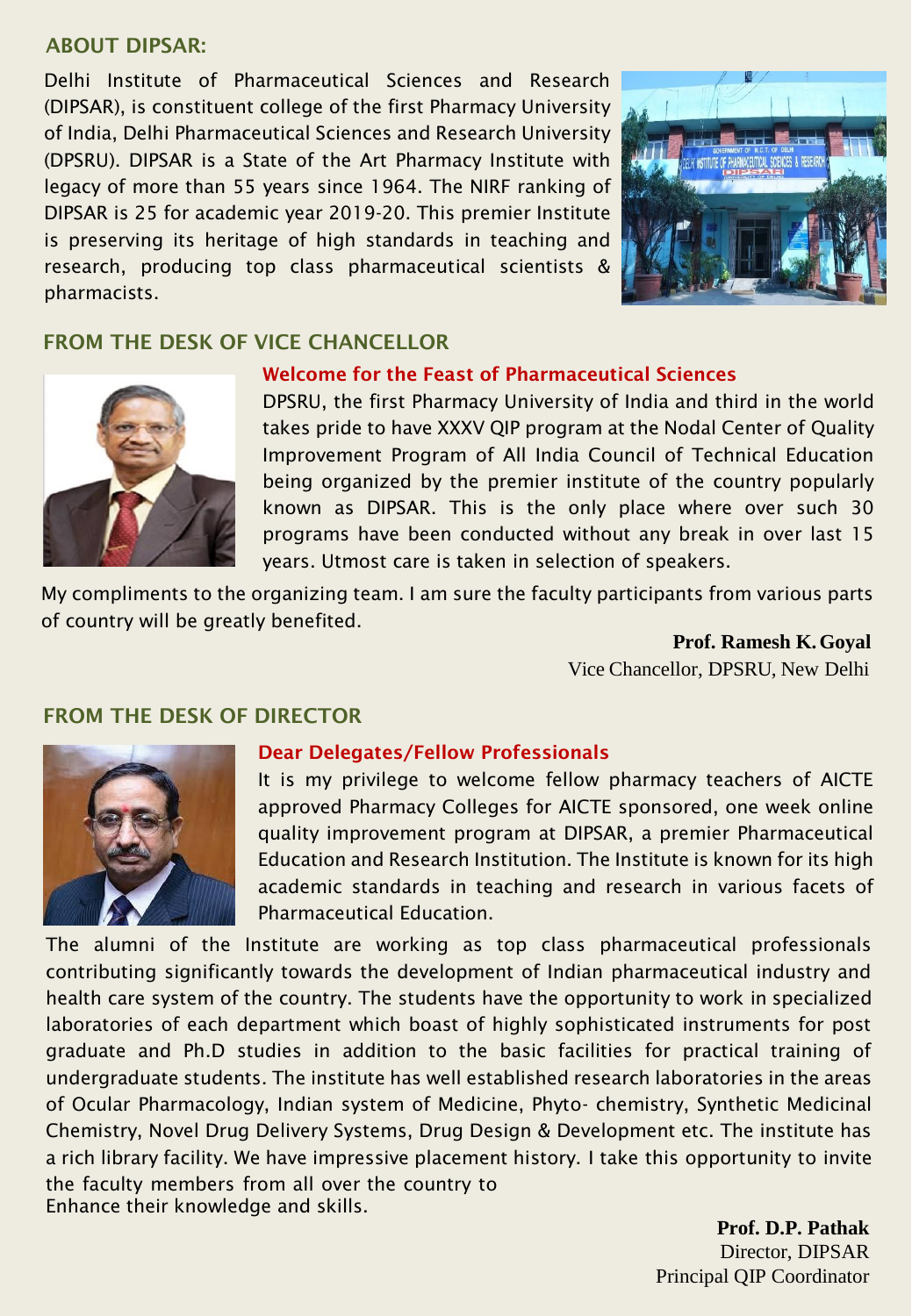## ABOUT DIPSAR:

Delhi Institute of Pharmaceutical Sciences and Research (DIPSAR), is constituent college of the first Pharmacy University of India, Delhi Pharmaceutical Sciences and Research University (DPSRU). DIPSAR is a State of the Art Pharmacy Institute with legacy of more than 55 years since 1964. The NIRF ranking of DIPSAR is 25 for academic year 2019-20. This premier Institute is preserving its heritage of high standards in teaching and research, producing top class pharmaceutical scientists & pharmacists.

## FROM THE DESK OF VICE CHANCELLOR

### Welcome for the Feast of Pharmaceutical Sciences

DPSRU, the first Pharmacy University of India and third in the world takes pride to have XXXV QIP program at the Nodal Center of Quality Improvement Program of All India Council of Technical Education being organized by the premier institute of the country popularly known as DIPSAR. This is the only place where over such 30 programs have been conducted without any break in over last 15 years. Utmost care is taken in selection of speakers.

My compliments to the organizing team. I am sure the faculty participants from various parts of country will be greatly benefited.

**Prof. Ramesh K. Goyal**
Vice Chancellor, DPSRU, New Delhi

## FROM THE DESK OF DIRECTOR

### Dear Delegates/Fellow Professionals

It is my privilege to welcome fellow pharmacy teachers of AICTE approved Pharmacy Colleges for AICTE sponsored, one week online quality improvement program at DIPSAR, a premier Pharmaceutical Education and Research Institution. The Institute is known for its high academic standards in teaching and research in various facets of Pharmaceutical Education.

The alumni of the Institute are working as top class pharmaceutical professionals contributing significantly towards the development of Indian pharmaceutical industry and health care system of the country. The students have the opportunity to work in specialized laboratories of each department which boast of highly sophisticated instruments for post graduate and Ph.D studies in addition to the basic facilities for practical training of undergraduate students. The institute has well established research laboratories in the areas of Ocular Pharmacology, Indian system of Medicine, Phyto- chemistry, Synthetic Medicinal Chemistry, Novel Drug Delivery Systems, Drug Design & Development etc. The institute has a rich library facility. We have impressive placement history. I take this opportunity to invite the faculty members from all over the country to Enhance their knowledge and skills.

**Prof. D.P. Pathak**
Director, DIPSAR
Principal QIP Coordinator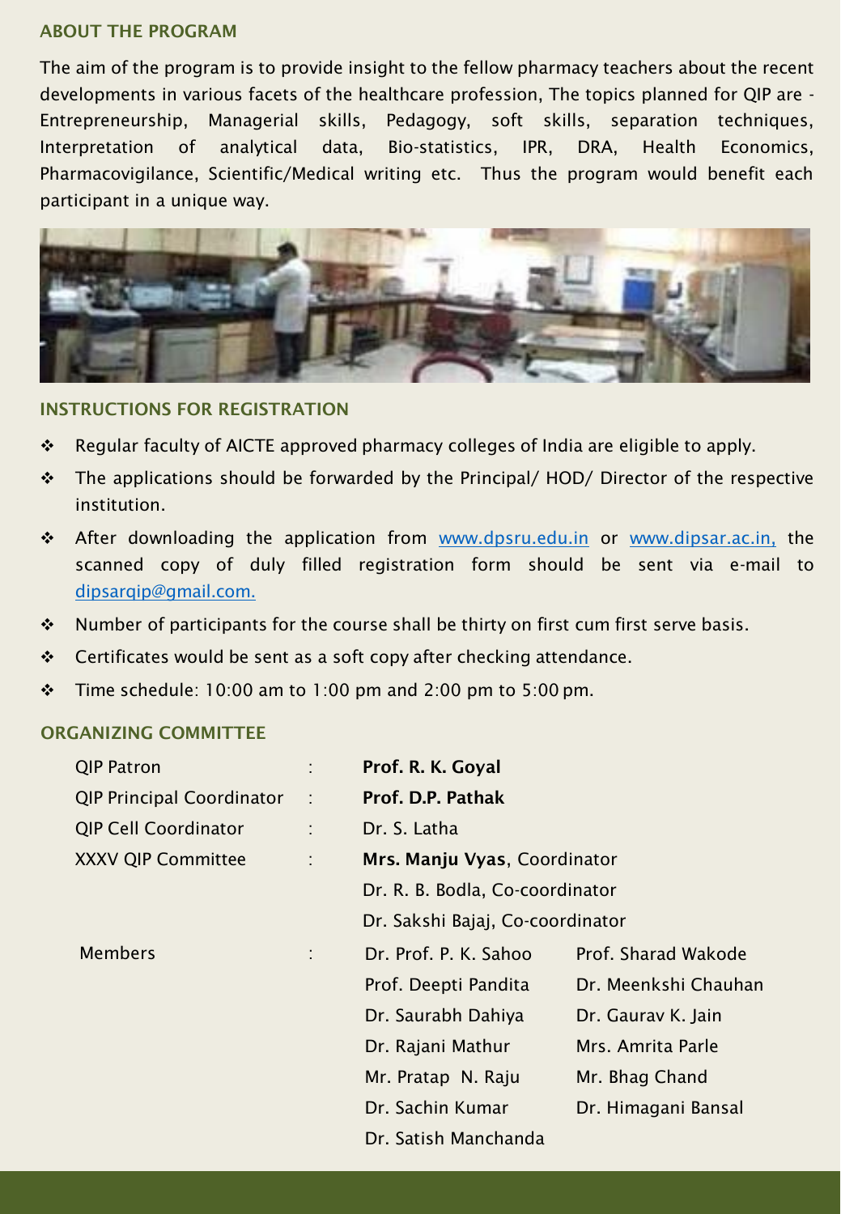## ABOUT THE PROGRAM

The aim of the program is to provide insight to the fellow pharmacy teachers about the recent developments in various facets of the healthcare profession, The topics planned for QIP are - Entrepreneurship, Managerial skills, Pedagogy, soft skills, separation techniques, Interpretation of analytical data, Bio-statistics, IPR, DRA, Health Economics, Pharmacovigilance, Scientific/Medical writing etc. Thus the program would benefit each participant in a unique way.

## INSTRUCTIONS FOR REGISTRATION

- Regular faculty of AICTE approved pharmacy colleges of India are eligible to apply.
- The applications should be forwarded by the Principal/ HOD/ Director of the respective institution.
- After downloading the application from www.dpsru.edu.in or www.dipsar.ac.in, the scanned copy of duly filled registration form should be sent via e-mail to dipsarqip@gmail.com.
- Number of participants for the course shall be thirty on first cum first serve basis.
- Certificates would be sent as a soft copy after checking attendance.
- Time schedule: 10:00 am to 1:00 pm and 2:00 pm to 5:00 pm.

## ORGANIZING COMMITTEE

| | | | |
|---|---|---|---|
| QIP Patron | : | **Prof. R. K. Goyal** | |
| QIP Principal Coordinator | : | **Prof. D.P. Pathak** | |
| QIP Cell Coordinator | : | Dr. S. Latha | |
| XXXV QIP Committee | : | **Mrs. Manju Vyas**, Coordinator | |
| | | Dr. R. B. Bodla, Co-coordinator | |
| | | Dr. Sakshi Bajaj, Co-coordinator | |
| Members | : | Dr. Prof. P. K. Sahoo | Prof. Sharad Wakode |
| | | Prof. Deepti Pandita | Dr. Meenkshi Chauhan |
| | | Dr. Saurabh Dahiya | Dr. Gaurav K. Jain |
| | | Dr. Rajani Mathur | Mrs. Amrita Parle |
| | | Mr. Pratap N. Raju | Mr. Bhag Chand |
| | | Dr. Sachin Kumar | Dr. Himagani Bansal |
| | | Dr. Satish Manchanda | |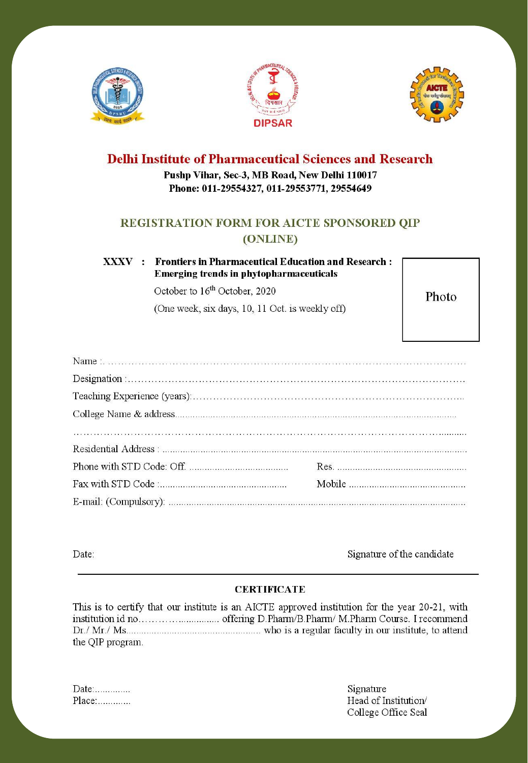DIPSAR

# Delhi Institute of Pharmaceutical Sciences and Research

**Pushp Vihar, Sec-3, MB Road, New Delhi 110017**
**Phone: 011-29554327, 011-29553771, 29554649**

## REGISTRATION FORM FOR AICTE SPONSORED QIP (ONLINE)

**XXXV : Frontiers in Pharmaceutical Education and Research : Emerging trends in phytopharmaceuticals**

October to 16th October, 2020

(One week, six days, 10, 11 Oct. is weekly off)

Photo

Name :. ……………………………………………………………………………………………

Designation :………………………………………………………………………………………

Teaching Experience (years):……………………………………………………………………..

College Name & address.................................................................................................................

……………………………………………………………………………………………..........

Residential Address : ..........................................................................................................................

Phone with STD Code: Off. ....................................... Res. ...................................................

Fax with STD Code :................................................... Mobile ..............................................

E-mail: (Compulsory): ..............................................................................................................

Date: Signature of the candidate

---

**CERTIFICATE**

This is to certify that our institute is an AICTE approved institution for the year 20-21, with institution id no…………................ offering D.Pharm/B.Pharm/ M.Pharm Course. I recommend Dr./ Mr./ Ms.................................................... who is a regular faculty in our institute, to attend the QIP program.

Date:..............
Place:.............

Signature
Head of Institution/
College Office Seal